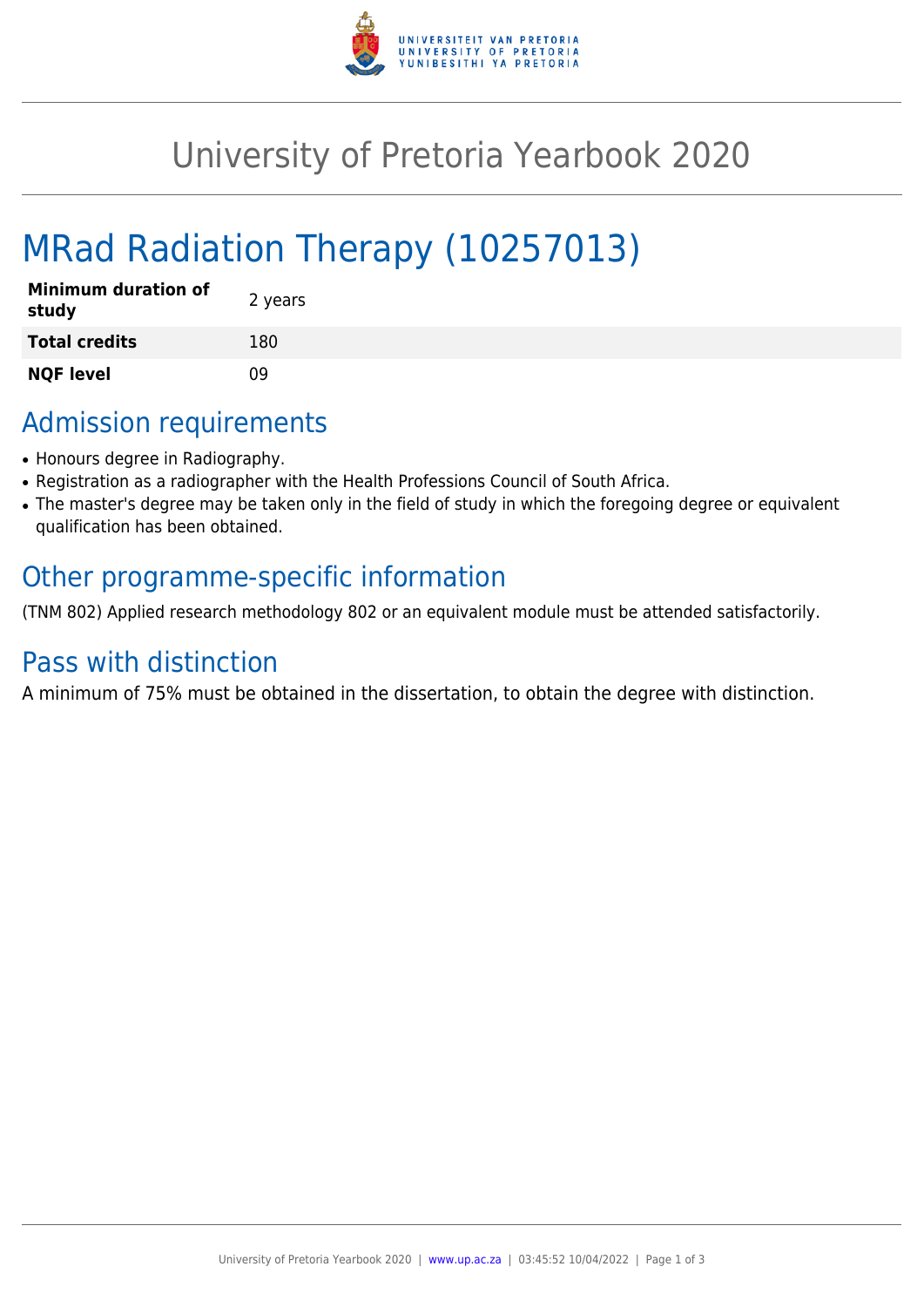# University of Pretoria Yearbook 2020

# MRad Radiation Therapy (10257013)

| | |
|---|---|
| **Minimum duration of study** | 2 years |
| **Total credits** | 180 |
| **NQF level** | 09 |

## Admission requirements

- Honours degree in Radiography.
- Registration as a radiographer with the Health Professions Council of South Africa.
- The master's degree may be taken only in the field of study in which the foregoing degree or equivalent qualification has been obtained.

## Other programme-specific information

(TNM 802) Applied research methodology 802 or an equivalent module must be attended satisfactorily.

## Pass with distinction

A minimum of 75% must be obtained in the dissertation, to obtain the degree with distinction.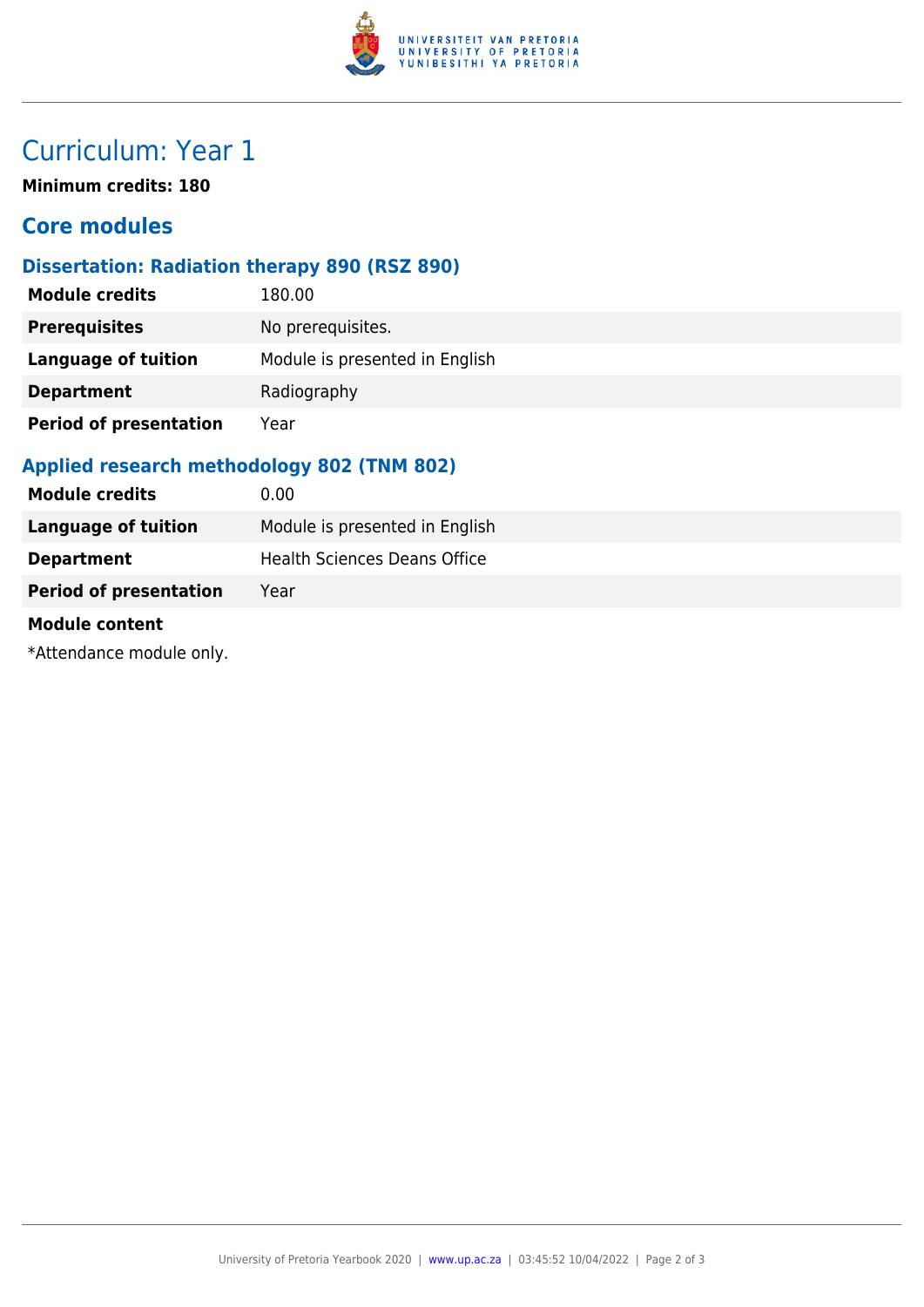# Curriculum: Year 1

**Minimum credits: 180**

## Core modules

### Dissertation: Radiation therapy 890 (RSZ 890)

| | |
|---|---|
| **Module credits** | 180.00 |
| **Prerequisites** | No prerequisites. |
| **Language of tuition** | Module is presented in English |
| **Department** | Radiography |
| **Period of presentation** | Year |

### Applied research methodology 802 (TNM 802)

| | |
|---|---|
| **Module credits** | 0.00 |
| **Language of tuition** | Module is presented in English |
| **Department** | Health Sciences Deans Office |
| **Period of presentation** | Year |

**Module content**

*Attendance module only.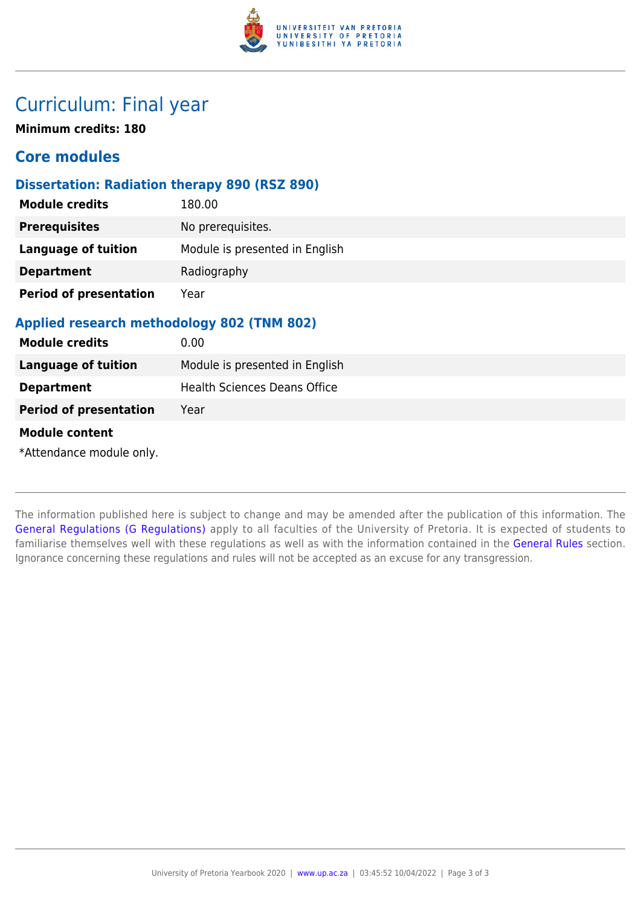# Curriculum: Final year

**Minimum credits: 180**

## Core modules

### Dissertation: Radiation therapy 890 (RSZ 890)

| | |
|---|---|
| **Module credits** | 180.00 |
| **Prerequisites** | No prerequisites. |
| **Language of tuition** | Module is presented in English |
| **Department** | Radiography |
| **Period of presentation** | Year |

### Applied research methodology 802 (TNM 802)

| | |
|---|---|
| **Module credits** | 0.00 |
| **Language of tuition** | Module is presented in English |
| **Department** | Health Sciences Deans Office |
| **Period of presentation** | Year |

**Module content**

*Attendance module only.

The information published here is subject to change and may be amended after the publication of this information. The General Regulations (G Regulations) apply to all faculties of the University of Pretoria. It is expected of students to familiarise themselves well with these regulations as well as with the information contained in the General Rules section. Ignorance concerning these regulations and rules will not be accepted as an excuse for any transgression.